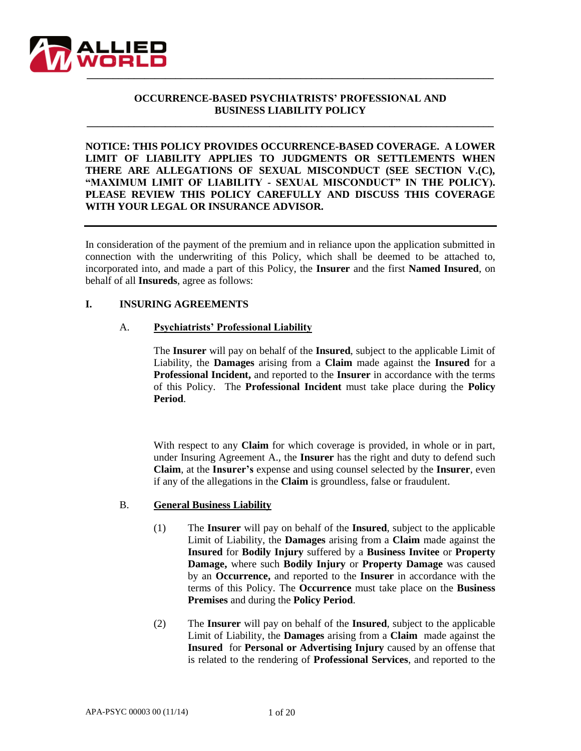# OCCURRENCE-BASED PSYCHIATRISTS' PROFESSIONAL AND BUSINESS LIABILITY POLICY

**NOTICE: THIS POLICY PROVIDES OCCURRENCE-BASED COVERAGE. A LOWER LIMIT OF LIABILITY APPLIES TO JUDGMENTS OR SETTLEMENTS WHEN THERE ARE ALLEGATIONS OF SEXUAL MISCONDUCT (SEE SECTION V.(C), "MAXIMUM LIMIT OF LIABILITY - SEXUAL MISCONDUCT" IN THE POLICY). PLEASE REVIEW THIS POLICY CAREFULLY AND DISCUSS THIS COVERAGE WITH YOUR LEGAL OR INSURANCE ADVISOR.**

---

In consideration of the payment of the premium and in reliance upon the application submitted in connection with the underwriting of this Policy, which shall be deemed to be attached to, incorporated into, and made a part of this Policy, the **Insurer** and the first **Named Insured**, on behalf of all **Insureds**, agree as follows:

## I. INSURING AGREEMENTS

### A. Psychiatrists' Professional Liability

The **Insurer** will pay on behalf of the **Insured**, subject to the applicable Limit of Liability, the **Damages** arising from a **Claim** made against the **Insured** for a **Professional Incident,** and reported to the **Insurer** in accordance with the terms of this Policy. The **Professional Incident** must take place during the **Policy Period**.

With respect to any **Claim** for which coverage is provided, in whole or in part, under Insuring Agreement A., the **Insurer** has the right and duty to defend such **Claim**, at the **Insurer's** expense and using counsel selected by the **Insurer**, even if any of the allegations in the **Claim** is groundless, false or fraudulent.

### B. General Business Liability

(1) The **Insurer** will pay on behalf of the **Insured**, subject to the applicable Limit of Liability, the **Damages** arising from a **Claim** made against the **Insured** for **Bodily Injury** suffered by a **Business Invitee** or **Property Damage,** where such **Bodily Injury** or **Property Damage** was caused by an **Occurrence,** and reported to the **Insurer** in accordance with the terms of this Policy. The **Occurrence** must take place on the **Business Premises** and during the **Policy Period**.

(2) The **Insurer** will pay on behalf of the **Insured**, subject to the applicable Limit of Liability, the **Damages** arising from a **Claim** made against the **Insured** for **Personal or Advertising Injury** caused by an offense that is related to the rendering of **Professional Services**, and reported to the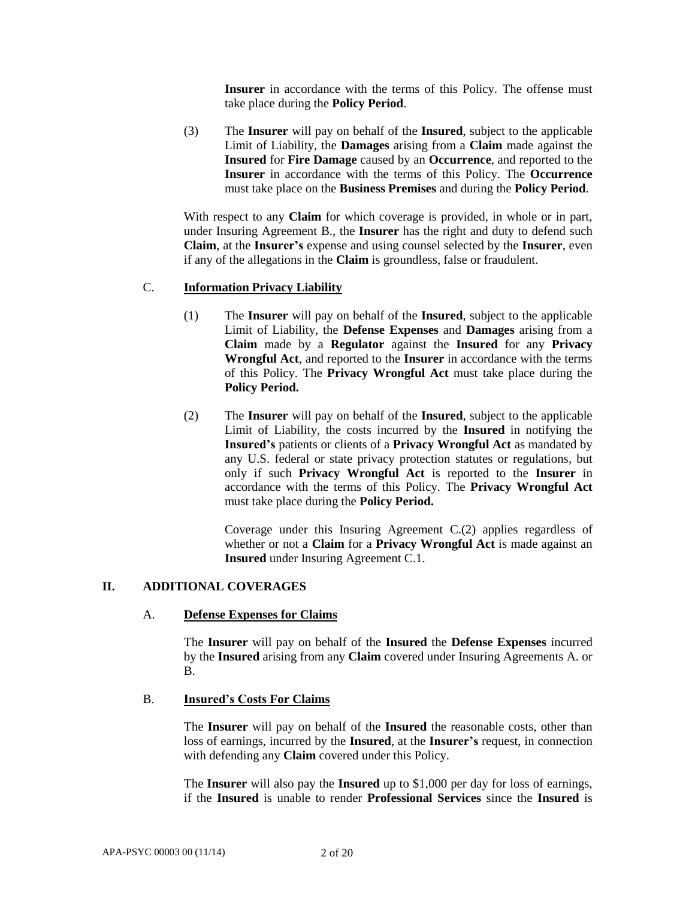**Insurer** in accordance with the terms of this Policy. The offense must take place during the **Policy Period**.

(3) The **Insurer** will pay on behalf of the **Insured**, subject to the applicable Limit of Liability, the **Damages** arising from a **Claim** made against the **Insured** for **Fire Damage** caused by an **Occurrence**, and reported to the **Insurer** in accordance with the terms of this Policy. The **Occurrence** must take place on the **Business Premises** and during the **Policy Period**.

With respect to any **Claim** for which coverage is provided, in whole or in part, under Insuring Agreement B., the **Insurer** has the right and duty to defend such **Claim**, at the **Insurer's** expense and using counsel selected by the **Insurer**, even if any of the allegations in the **Claim** is groundless, false or fraudulent.

C. **Information Privacy Liability**

(1) The **Insurer** will pay on behalf of the **Insured**, subject to the applicable Limit of Liability, the **Defense Expenses** and **Damages** arising from a **Claim** made by a **Regulator** against the **Insured** for any **Privacy Wrongful Act**, and reported to the **Insurer** in accordance with the terms of this Policy. The **Privacy Wrongful Act** must take place during the **Policy Period.**

(2) The **Insurer** will pay on behalf of the **Insured**, subject to the applicable Limit of Liability, the costs incurred by the **Insured** in notifying the **Insured's** patients or clients of a **Privacy Wrongful Act** as mandated by any U.S. federal or state privacy protection statutes or regulations, but only if such **Privacy Wrongful Act** is reported to the **Insurer** in accordance with the terms of this Policy. The **Privacy Wrongful Act** must take place during the **Policy Period.**

Coverage under this Insuring Agreement C.(2) applies regardless of whether or not a **Claim** for a **Privacy Wrongful Act** is made against an **Insured** under Insuring Agreement C.1.

## II. ADDITIONAL COVERAGES

A. **Defense Expenses for Claims**

The **Insurer** will pay on behalf of the **Insured** the **Defense Expenses** incurred by the **Insured** arising from any **Claim** covered under Insuring Agreements A. or B.

B. **Insured's Costs For Claims**

The **Insurer** will pay on behalf of the **Insured** the reasonable costs, other than loss of earnings, incurred by the **Insured**, at the **Insurer's** request, in connection with defending any **Claim** covered under this Policy.

The **Insurer** will also pay the **Insured** up to $1,000 per day for loss of earnings, if the **Insured** is unable to render **Professional Services** since the **Insured** is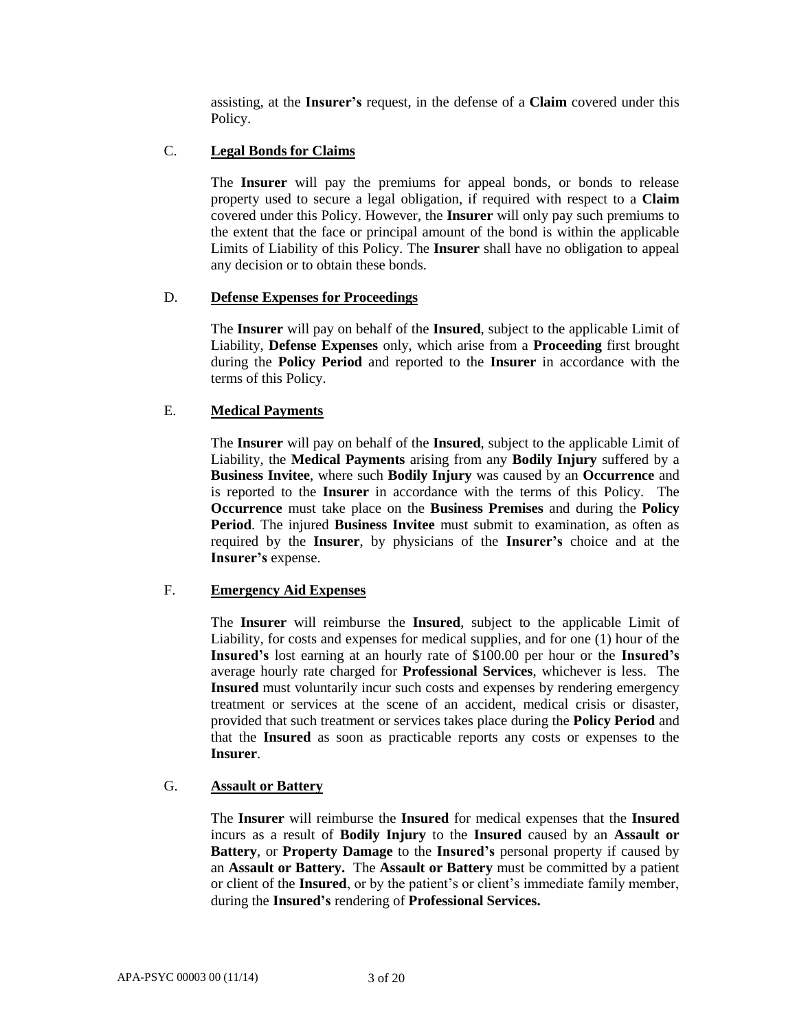assisting, at the **Insurer's** request, in the defense of a **Claim** covered under this Policy.

C. **Legal Bonds for Claims**

The **Insurer** will pay the premiums for appeal bonds, or bonds to release property used to secure a legal obligation, if required with respect to a **Claim** covered under this Policy. However, the **Insurer** will only pay such premiums to the extent that the face or principal amount of the bond is within the applicable Limits of Liability of this Policy. The **Insurer** shall have no obligation to appeal any decision or to obtain these bonds.

D. **Defense Expenses for Proceedings**

The **Insurer** will pay on behalf of the **Insured**, subject to the applicable Limit of Liability, **Defense Expenses** only, which arise from a **Proceeding** first brought during the **Policy Period** and reported to the **Insurer** in accordance with the terms of this Policy.

E. **Medical Payments**

The **Insurer** will pay on behalf of the **Insured**, subject to the applicable Limit of Liability, the **Medical Payments** arising from any **Bodily Injury** suffered by a **Business Invitee**, where such **Bodily Injury** was caused by an **Occurrence** and is reported to the **Insurer** in accordance with the terms of this Policy. The **Occurrence** must take place on the **Business Premises** and during the **Policy Period**. The injured **Business Invitee** must submit to examination, as often as required by the **Insurer**, by physicians of the **Insurer's** choice and at the **Insurer's** expense.

F. **Emergency Aid Expenses**

The **Insurer** will reimburse the **Insured**, subject to the applicable Limit of Liability, for costs and expenses for medical supplies, and for one (1) hour of the **Insured's** lost earning at an hourly rate of $100.00 per hour or the **Insured's** average hourly rate charged for **Professional Services**, whichever is less. The **Insured** must voluntarily incur such costs and expenses by rendering emergency treatment or services at the scene of an accident, medical crisis or disaster, provided that such treatment or services takes place during the **Policy Period** and that the **Insured** as soon as practicable reports any costs or expenses to the **Insurer**.

G. **Assault or Battery**

The **Insurer** will reimburse the **Insured** for medical expenses that the **Insured** incurs as a result of **Bodily Injury** to the **Insured** caused by an **Assault or Battery**, or **Property Damage** to the **Insured's** personal property if caused by an **Assault or Battery.** The **Assault or Battery** must be committed by a patient or client of the **Insured**, or by the patient's or client's immediate family member, during the **Insured's** rendering of **Professional Services.**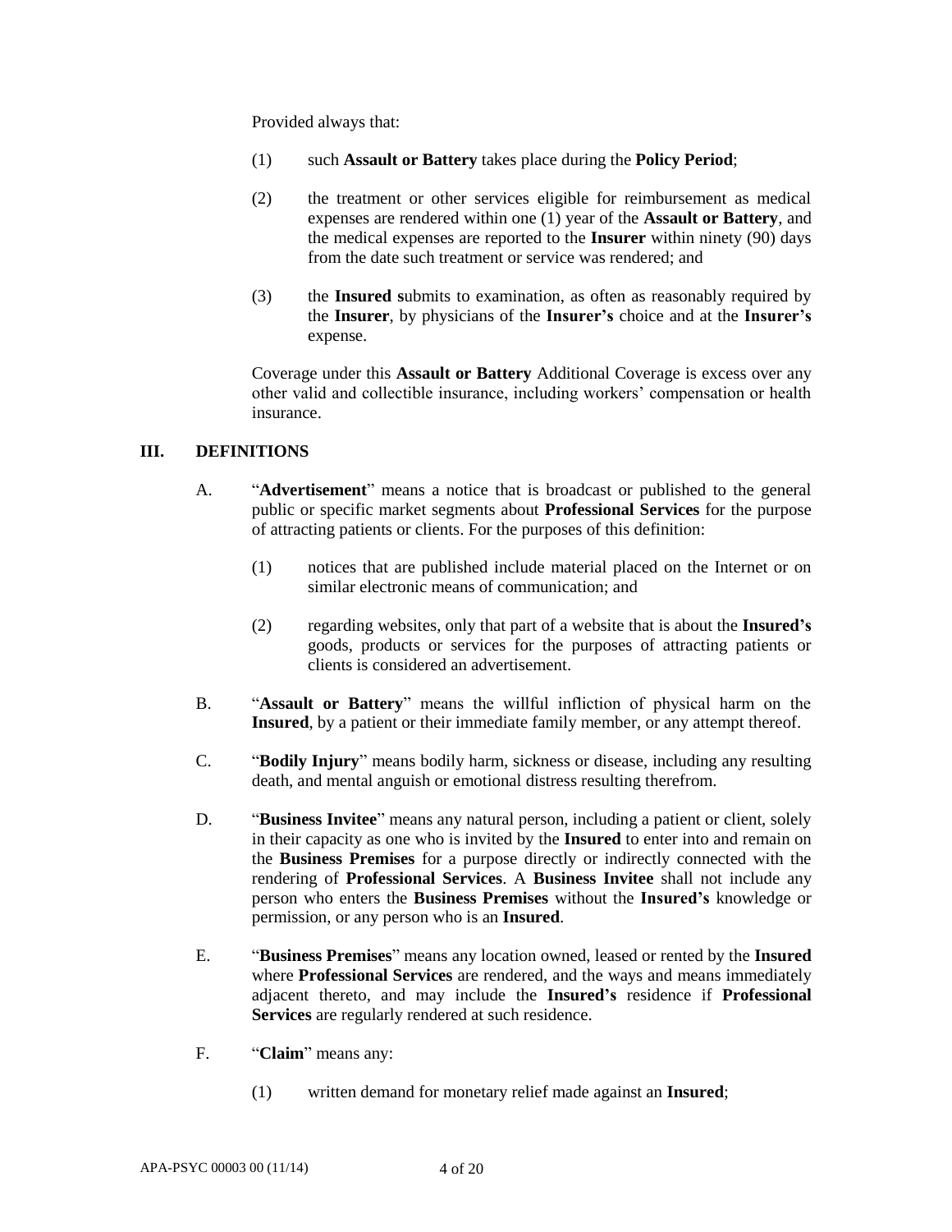Provided always that:

(1) such **Assault or Battery** takes place during the **Policy Period**;

(2) the treatment or other services eligible for reimbursement as medical expenses are rendered within one (1) year of the **Assault or Battery**, and the medical expenses are reported to the **Insurer** within ninety (90) days from the date such treatment or service was rendered; and

(3) the **Insured s**ubmits to examination, as often as reasonably required by the **Insurer**, by physicians of the **Insurer's** choice and at the **Insurer's** expense.

Coverage under this **Assault or Battery** Additional Coverage is excess over any other valid and collectible insurance, including workers' compensation or health insurance.

## III. DEFINITIONS

A. "**Advertisement**" means a notice that is broadcast or published to the general public or specific market segments about **Professional Services** for the purpose of attracting patients or clients. For the purposes of this definition:

   (1) notices that are published include material placed on the Internet or on similar electronic means of communication; and

   (2) regarding websites, only that part of a website that is about the **Insured's** goods, products or services for the purposes of attracting patients or clients is considered an advertisement.

B. "**Assault or Battery**" means the willful infliction of physical harm on the **Insured**, by a patient or their immediate family member, or any attempt thereof.

C. "**Bodily Injury**" means bodily harm, sickness or disease, including any resulting death, and mental anguish or emotional distress resulting therefrom.

D. "**Business Invitee**" means any natural person, including a patient or client, solely in their capacity as one who is invited by the **Insured** to enter into and remain on the **Business Premises** for a purpose directly or indirectly connected with the rendering of **Professional Services**. A **Business Invitee** shall not include any person who enters the **Business Premises** without the **Insured's** knowledge or permission, or any person who is an **Insured**.

E. "**Business Premises**" means any location owned, leased or rented by the **Insured** where **Professional Services** are rendered, and the ways and means immediately adjacent thereto, and may include the **Insured's** residence if **Professional Services** are regularly rendered at such residence.

F. "**Claim**" means any:

   (1) written demand for monetary relief made against an **Insured**;

APA-PSYC 00003 00 (11/14)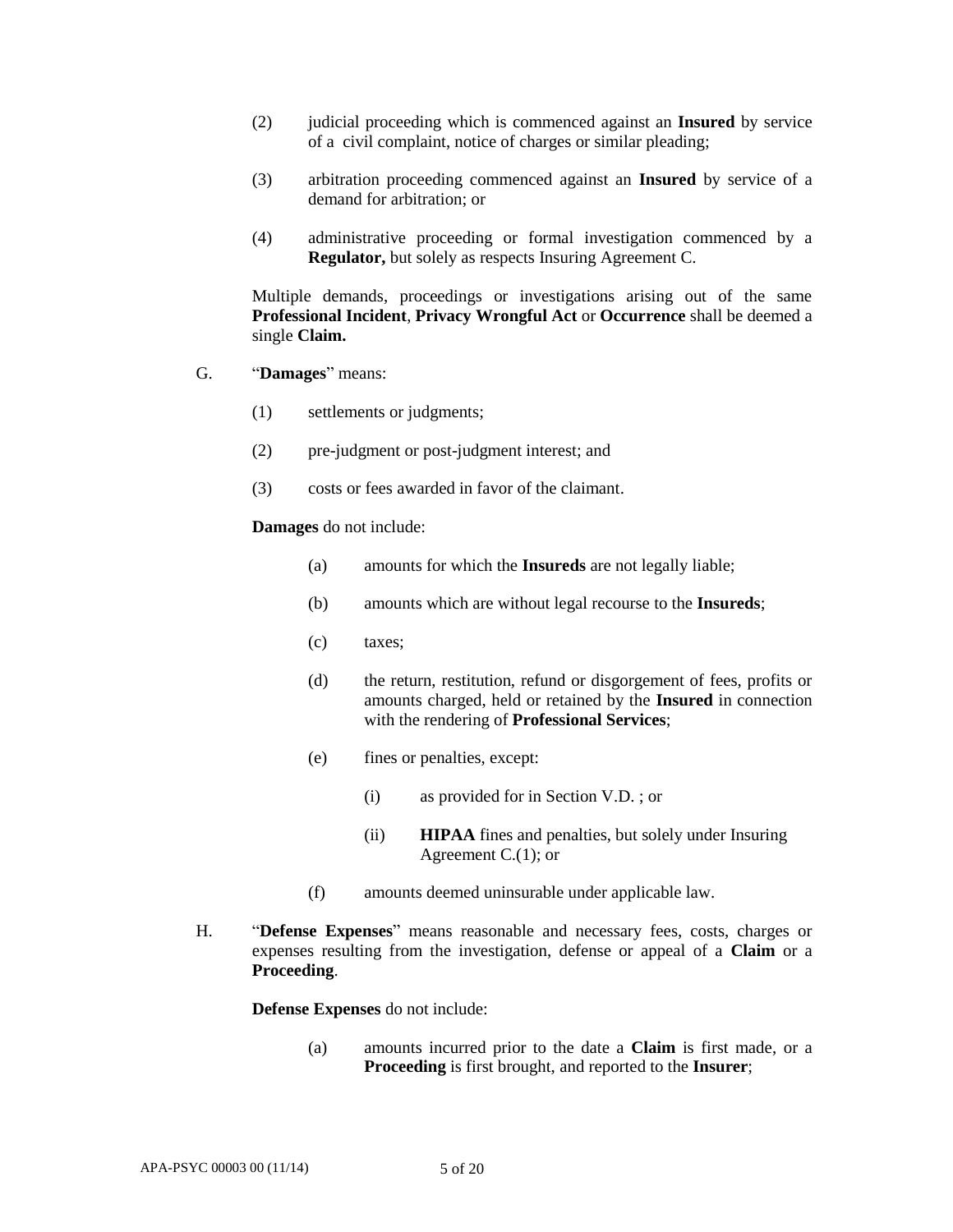(2) judicial proceeding which is commenced against an **Insured** by service of a civil complaint, notice of charges or similar pleading;

(3) arbitration proceeding commenced against an **Insured** by service of a demand for arbitration; or

(4) administrative proceeding or formal investigation commenced by a **Regulator,** but solely as respects Insuring Agreement C.

Multiple demands, proceedings or investigations arising out of the same **Professional Incident**, **Privacy Wrongful Act** or **Occurrence** shall be deemed a single **Claim.**

G. "**Damages**" means:

(1) settlements or judgments;

(2) pre-judgment or post-judgment interest; and

(3) costs or fees awarded in favor of the claimant.

**Damages** do not include:

(a) amounts for which the **Insureds** are not legally liable;

(b) amounts which are without legal recourse to the **Insureds**;

(c) taxes;

(d) the return, restitution, refund or disgorgement of fees, profits or amounts charged, held or retained by the **Insured** in connection with the rendering of **Professional Services**;

(e) fines or penalties, except:

(i) as provided for in Section V.D. ; or

(ii) **HIPAA** fines and penalties, but solely under Insuring Agreement C.(1); or

(f) amounts deemed uninsurable under applicable law.

H. "**Defense Expenses**" means reasonable and necessary fees, costs, charges or expenses resulting from the investigation, defense or appeal of a **Claim** or a **Proceeding**.

**Defense Expenses** do not include:

(a) amounts incurred prior to the date a **Claim** is first made, or a **Proceeding** is first brought, and reported to the **Insurer**;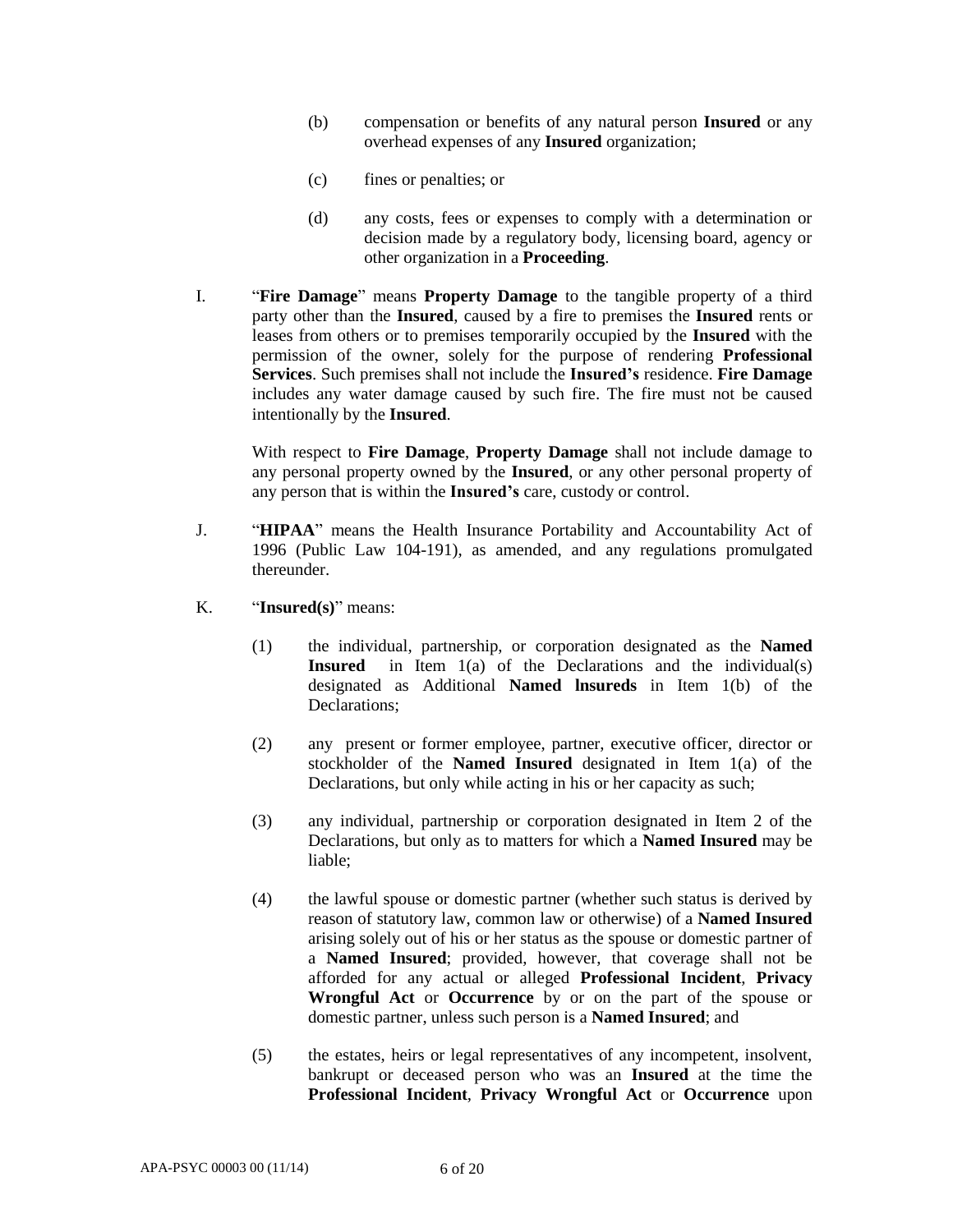(b) compensation or benefits of any natural person **Insured** or any overhead expenses of any **Insured** organization;

(c) fines or penalties; or

(d) any costs, fees or expenses to comply with a determination or decision made by a regulatory body, licensing board, agency or other organization in a **Proceeding**.

I. "**Fire Damage**" means **Property Damage** to the tangible property of a third party other than the **Insured**, caused by a fire to premises the **Insured** rents or leases from others or to premises temporarily occupied by the **Insured** with the permission of the owner, solely for the purpose of rendering **Professional Services**. Such premises shall not include the **Insured's** residence. **Fire Damage** includes any water damage caused by such fire. The fire must not be caused intentionally by the **Insured**.

With respect to **Fire Damage**, **Property Damage** shall not include damage to any personal property owned by the **Insured**, or any other personal property of any person that is within the **Insured's** care, custody or control.

J. "**HIPAA**" means the Health Insurance Portability and Accountability Act of 1996 (Public Law 104-191), as amended, and any regulations promulgated thereunder.

K. "**Insured(s)**" means:

(1) the individual, partnership, or corporation designated as the **Named Insured** in Item 1(a) of the Declarations and the individual(s) designated as Additional **Named lnsureds** in Item 1(b) of the Declarations;

(2) any present or former employee, partner, executive officer, director or stockholder of the **Named Insured** designated in Item 1(a) of the Declarations, but only while acting in his or her capacity as such;

(3) any individual, partnership or corporation designated in Item 2 of the Declarations, but only as to matters for which a **Named Insured** may be liable;

(4) the lawful spouse or domestic partner (whether such status is derived by reason of statutory law, common law or otherwise) of a **Named Insured** arising solely out of his or her status as the spouse or domestic partner of a **Named Insured**; provided, however, that coverage shall not be afforded for any actual or alleged **Professional Incident**, **Privacy Wrongful Act** or **Occurrence** by or on the part of the spouse or domestic partner, unless such person is a **Named Insured**; and

(5) the estates, heirs or legal representatives of any incompetent, insolvent, bankrupt or deceased person who was an **Insured** at the time the **Professional Incident**, **Privacy Wrongful Act** or **Occurrence** upon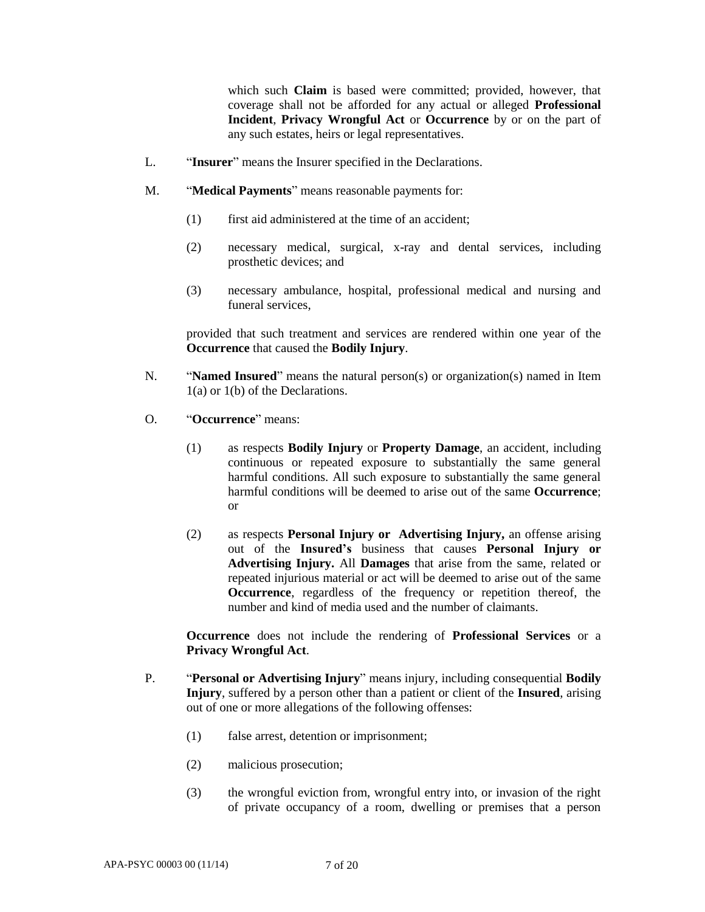which such **Claim** is based were committed; provided, however, that coverage shall not be afforded for any actual or alleged **Professional Incident**, **Privacy Wrongful Act** or **Occurrence** by or on the part of any such estates, heirs or legal representatives.

L. "**Insurer**" means the Insurer specified in the Declarations.

M. "**Medical Payments**" means reasonable payments for:

(1) first aid administered at the time of an accident;

(2) necessary medical, surgical, x-ray and dental services, including prosthetic devices; and

(3) necessary ambulance, hospital, professional medical and nursing and funeral services,

provided that such treatment and services are rendered within one year of the **Occurrence** that caused the **Bodily Injury**.

N. "**Named Insured**" means the natural person(s) or organization(s) named in Item 1(a) or 1(b) of the Declarations.

O. "**Occurrence**" means:

(1) as respects **Bodily Injury** or **Property Damage**, an accident, including continuous or repeated exposure to substantially the same general harmful conditions. All such exposure to substantially the same general harmful conditions will be deemed to arise out of the same **Occurrence**; or

(2) as respects **Personal Injury or Advertising Injury,** an offense arising out of the **Insured's** business that causes **Personal Injury or Advertising Injury.** All **Damages** that arise from the same, related or repeated injurious material or act will be deemed to arise out of the same **Occurrence**, regardless of the frequency or repetition thereof, the number and kind of media used and the number of claimants.

**Occurrence** does not include the rendering of **Professional Services** or a **Privacy Wrongful Act**.

P. "**Personal or Advertising Injury**" means injury, including consequential **Bodily Injury**, suffered by a person other than a patient or client of the **Insured**, arising out of one or more allegations of the following offenses:

(1) false arrest, detention or imprisonment;

(2) malicious prosecution;

(3) the wrongful eviction from, wrongful entry into, or invasion of the right of private occupancy of a room, dwelling or premises that a person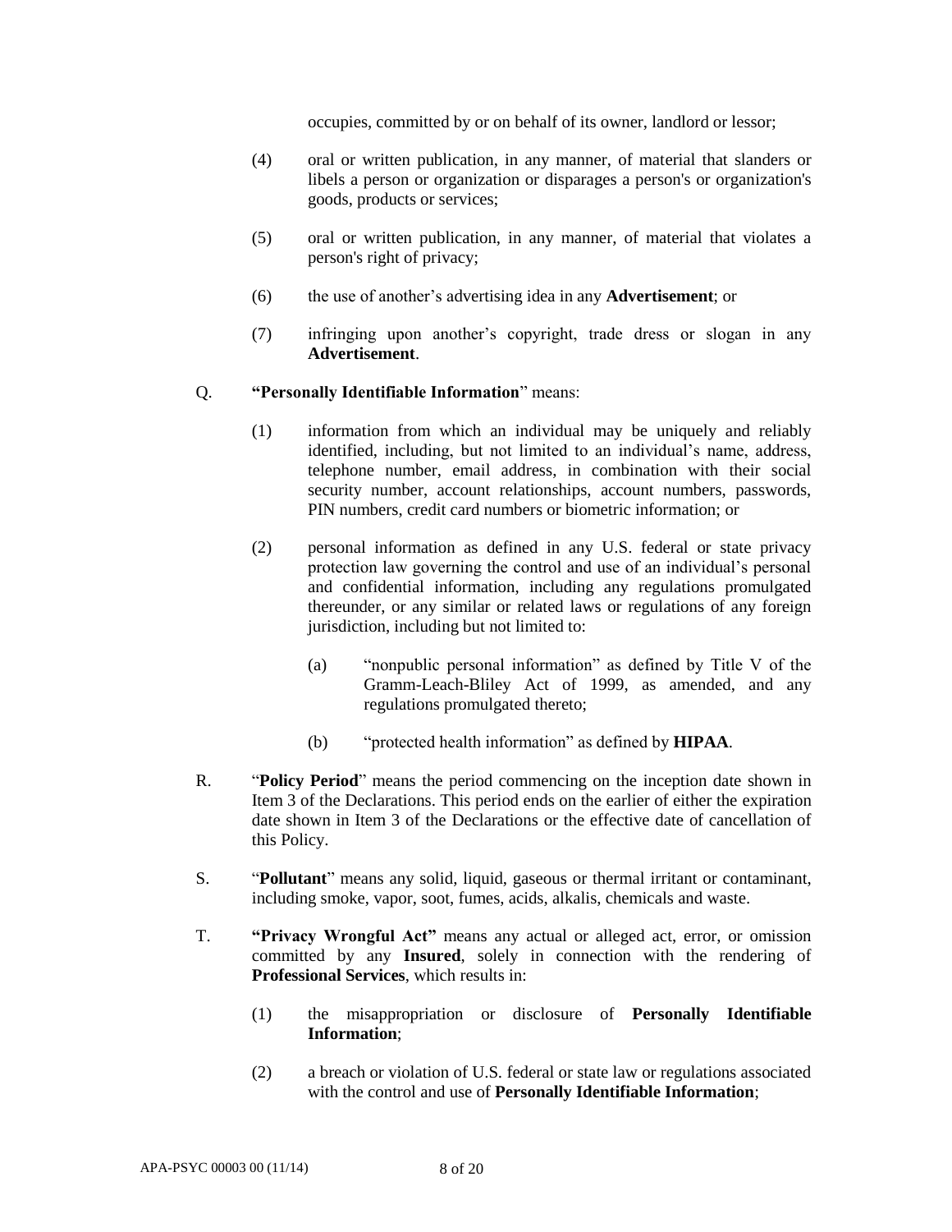occupies, committed by or on behalf of its owner, landlord or lessor;

(4) oral or written publication, in any manner, of material that slanders or libels a person or organization or disparages a person's or organization's goods, products or services;

(5) oral or written publication, in any manner, of material that violates a person's right of privacy;

(6) the use of another's advertising idea in any **Advertisement**; or

(7) infringing upon another's copyright, trade dress or slogan in any **Advertisement**.

Q. **"Personally Identifiable Information"** means:

(1) information from which an individual may be uniquely and reliably identified, including, but not limited to an individual's name, address, telephone number, email address, in combination with their social security number, account relationships, account numbers, passwords, PIN numbers, credit card numbers or biometric information; or

(2) personal information as defined in any U.S. federal or state privacy protection law governing the control and use of an individual's personal and confidential information, including any regulations promulgated thereunder, or any similar or related laws or regulations of any foreign jurisdiction, including but not limited to:

(a) "nonpublic personal information" as defined by Title V of the Gramm-Leach-Bliley Act of 1999, as amended, and any regulations promulgated thereto;

(b) "protected health information" as defined by **HIPAA**.

R. "**Policy Period**" means the period commencing on the inception date shown in Item 3 of the Declarations. This period ends on the earlier of either the expiration date shown in Item 3 of the Declarations or the effective date of cancellation of this Policy.

S. "**Pollutant**" means any solid, liquid, gaseous or thermal irritant or contaminant, including smoke, vapor, soot, fumes, acids, alkalis, chemicals and waste.

T. **"Privacy Wrongful Act"** means any actual or alleged act, error, or omission committed by any **Insured**, solely in connection with the rendering of **Professional Services**, which results in:

(1) the misappropriation or disclosure of **Personally Identifiable Information**;

(2) a breach or violation of U.S. federal or state law or regulations associated with the control and use of **Personally Identifiable Information**;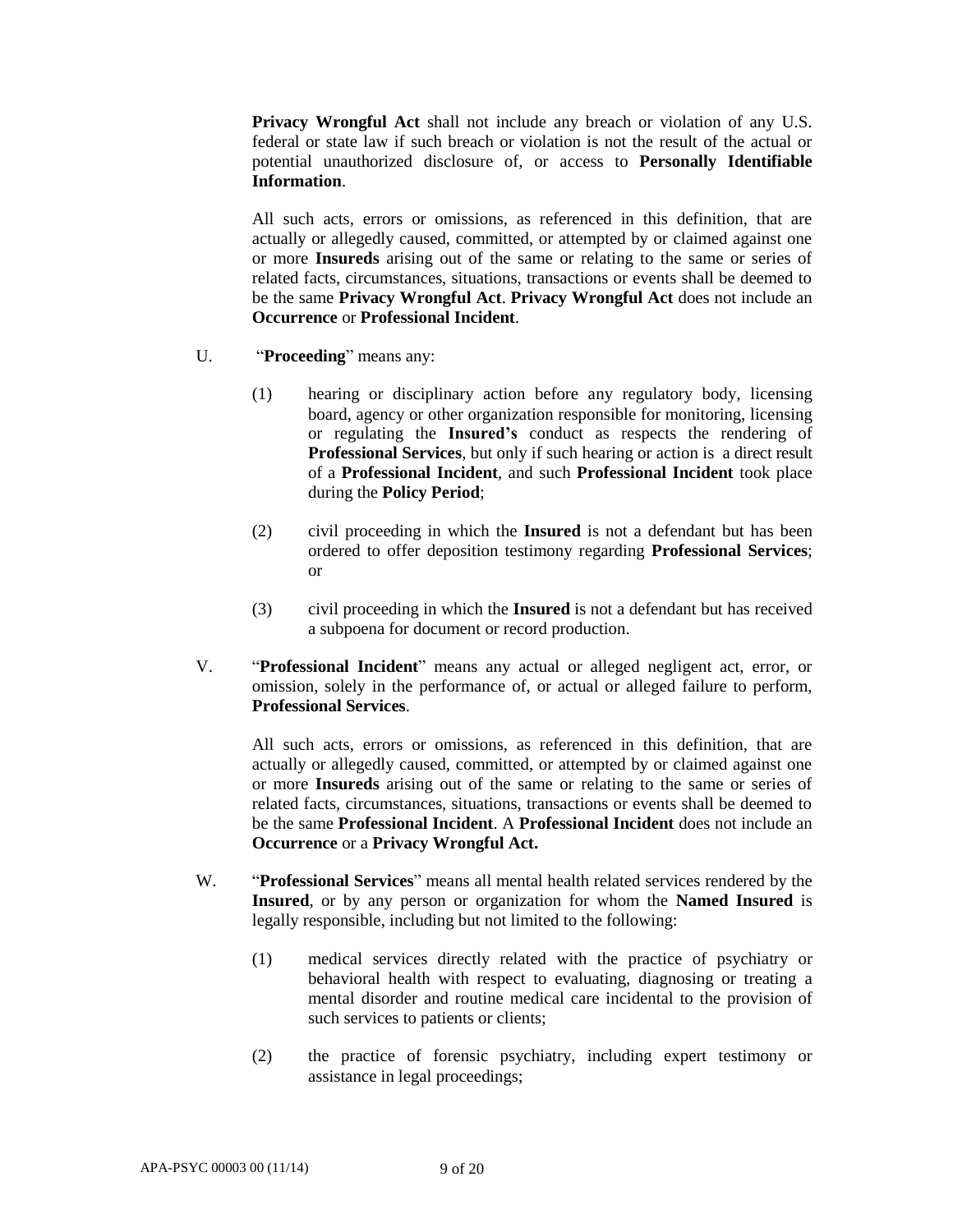**Privacy Wrongful Act** shall not include any breach or violation of any U.S. federal or state law if such breach or violation is not the result of the actual or potential unauthorized disclosure of, or access to **Personally Identifiable Information**.

All such acts, errors or omissions, as referenced in this definition, that are actually or allegedly caused, committed, or attempted by or claimed against one or more **Insureds** arising out of the same or relating to the same or series of related facts, circumstances, situations, transactions or events shall be deemed to be the same **Privacy Wrongful Act**. **Privacy Wrongful Act** does not include an **Occurrence** or **Professional Incident**.

U. "**Proceeding**" means any:

(1) hearing or disciplinary action before any regulatory body, licensing board, agency or other organization responsible for monitoring, licensing or regulating the **Insured's** conduct as respects the rendering of **Professional Services**, but only if such hearing or action is a direct result of a **Professional Incident**, and such **Professional Incident** took place during the **Policy Period**;

(2) civil proceeding in which the **Insured** is not a defendant but has been ordered to offer deposition testimony regarding **Professional Services**; or

(3) civil proceeding in which the **Insured** is not a defendant but has received a subpoena for document or record production.

V. "**Professional Incident**" means any actual or alleged negligent act, error, or omission, solely in the performance of, or actual or alleged failure to perform, **Professional Services**.

All such acts, errors or omissions, as referenced in this definition, that are actually or allegedly caused, committed, or attempted by or claimed against one or more **Insureds** arising out of the same or relating to the same or series of related facts, circumstances, situations, transactions or events shall be deemed to be the same **Professional Incident**. A **Professional Incident** does not include an **Occurrence** or a **Privacy Wrongful Act.**

W. "**Professional Services**" means all mental health related services rendered by the **Insured**, or by any person or organization for whom the **Named Insured** is legally responsible, including but not limited to the following:

(1) medical services directly related with the practice of psychiatry or behavioral health with respect to evaluating, diagnosing or treating a mental disorder and routine medical care incidental to the provision of such services to patients or clients;

(2) the practice of forensic psychiatry, including expert testimony or assistance in legal proceedings;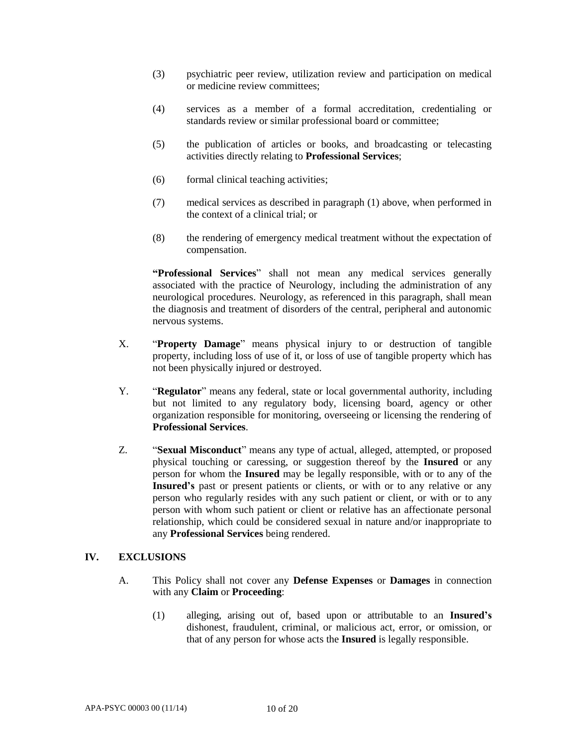(3) psychiatric peer review, utilization review and participation on medical or medicine review committees;

(4) services as a member of a formal accreditation, credentialing or standards review or similar professional board or committee;

(5) the publication of articles or books, and broadcasting or telecasting activities directly relating to **Professional Services**;

(6) formal clinical teaching activities;

(7) medical services as described in paragraph (1) above, when performed in the context of a clinical trial; or

(8) the rendering of emergency medical treatment without the expectation of compensation.

**"Professional Services**" shall not mean any medical services generally associated with the practice of Neurology, including the administration of any neurological procedures. Neurology, as referenced in this paragraph, shall mean the diagnosis and treatment of disorders of the central, peripheral and autonomic nervous systems.

X. "**Property Damage**" means physical injury to or destruction of tangible property, including loss of use of it, or loss of use of tangible property which has not been physically injured or destroyed.

Y. "**Regulator**" means any federal, state or local governmental authority, including but not limited to any regulatory body, licensing board, agency or other organization responsible for monitoring, overseeing or licensing the rendering of **Professional Services**.

Z. "**Sexual Misconduct**" means any type of actual, alleged, attempted, or proposed physical touching or caressing, or suggestion thereof by the **Insured** or any person for whom the **Insured** may be legally responsible, with or to any of the **Insured's** past or present patients or clients, or with or to any relative or any person who regularly resides with any such patient or client, or with or to any person with whom such patient or client or relative has an affectionate personal relationship, which could be considered sexual in nature and/or inappropriate to any **Professional Services** being rendered.

## IV. EXCLUSIONS

A. This Policy shall not cover any **Defense Expenses** or **Damages** in connection with any **Claim** or **Proceeding**:

(1) alleging, arising out of, based upon or attributable to an **Insured's** dishonest, fraudulent, criminal, or malicious act, error, or omission, or that of any person for whose acts the **Insured** is legally responsible.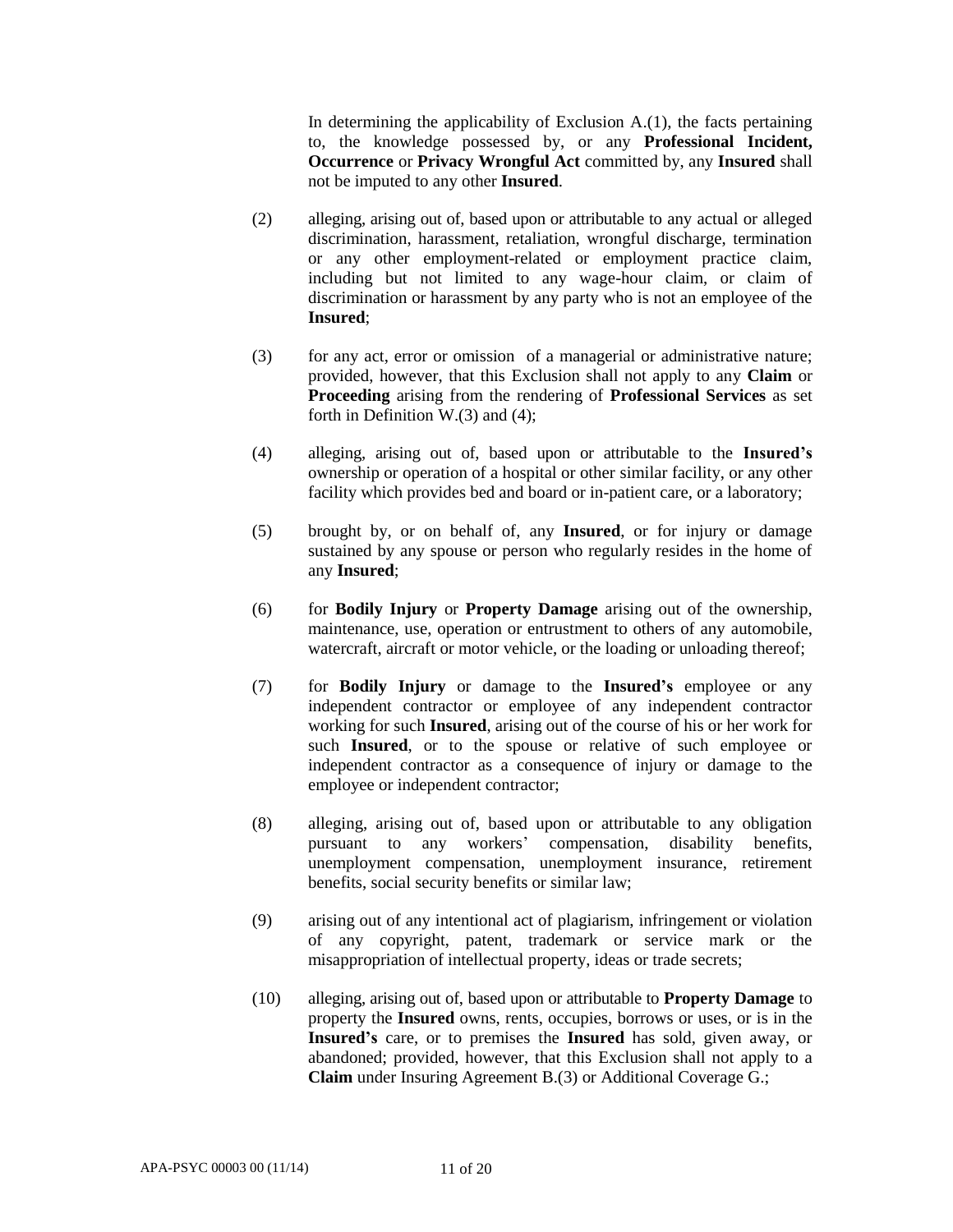In determining the applicability of Exclusion A.(1), the facts pertaining to, the knowledge possessed by, or any **Professional Incident, Occurrence** or **Privacy Wrongful Act** committed by, any **Insured** shall not be imputed to any other **Insured**.

(2) alleging, arising out of, based upon or attributable to any actual or alleged discrimination, harassment, retaliation, wrongful discharge, termination or any other employment-related or employment practice claim, including but not limited to any wage-hour claim, or claim of discrimination or harassment by any party who is not an employee of the **Insured**;

(3) for any act, error or omission of a managerial or administrative nature; provided, however, that this Exclusion shall not apply to any **Claim** or **Proceeding** arising from the rendering of **Professional Services** as set forth in Definition W.(3) and (4);

(4) alleging, arising out of, based upon or attributable to the **Insured's** ownership or operation of a hospital or other similar facility, or any other facility which provides bed and board or in-patient care, or a laboratory;

(5) brought by, or on behalf of, any **Insured**, or for injury or damage sustained by any spouse or person who regularly resides in the home of any **Insured**;

(6) for **Bodily Injury** or **Property Damage** arising out of the ownership, maintenance, use, operation or entrustment to others of any automobile, watercraft, aircraft or motor vehicle, or the loading or unloading thereof;

(7) for **Bodily Injury** or damage to the **Insured's** employee or any independent contractor or employee of any independent contractor working for such **Insured**, arising out of the course of his or her work for such **Insured**, or to the spouse or relative of such employee or independent contractor as a consequence of injury or damage to the employee or independent contractor;

(8) alleging, arising out of, based upon or attributable to any obligation pursuant to any workers' compensation, disability benefits, unemployment compensation, unemployment insurance, retirement benefits, social security benefits or similar law;

(9) arising out of any intentional act of plagiarism, infringement or violation of any copyright, patent, trademark or service mark or the misappropriation of intellectual property, ideas or trade secrets;

(10) alleging, arising out of, based upon or attributable to **Property Damage** to property the **Insured** owns, rents, occupies, borrows or uses, or is in the **Insured's** care, or to premises the **Insured** has sold, given away, or abandoned; provided, however, that this Exclusion shall not apply to a **Claim** under Insuring Agreement B.(3) or Additional Coverage G.;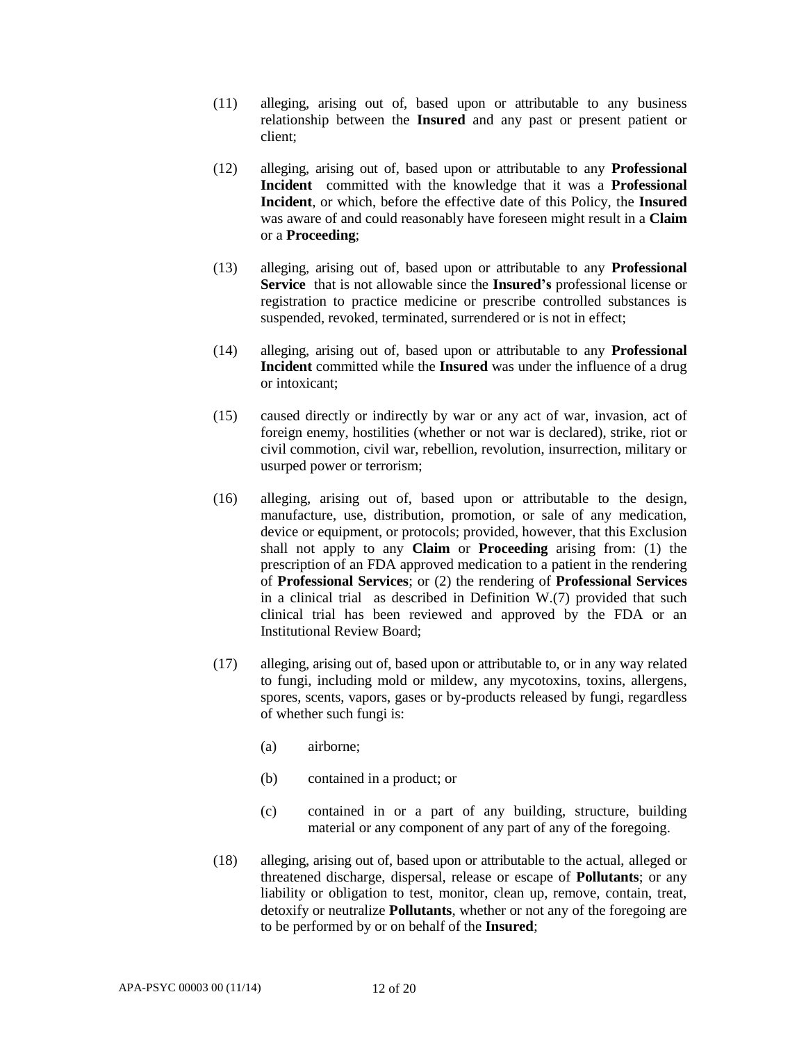(11) alleging, arising out of, based upon or attributable to any business relationship between the **Insured** and any past or present patient or client;

(12) alleging, arising out of, based upon or attributable to any **Professional Incident** committed with the knowledge that it was a **Professional Incident**, or which, before the effective date of this Policy, the **Insured** was aware of and could reasonably have foreseen might result in a **Claim** or a **Proceeding**;

(13) alleging, arising out of, based upon or attributable to any **Professional Service** that is not allowable since the **Insured's** professional license or registration to practice medicine or prescribe controlled substances is suspended, revoked, terminated, surrendered or is not in effect;

(14) alleging, arising out of, based upon or attributable to any **Professional Incident** committed while the **Insured** was under the influence of a drug or intoxicant;

(15) caused directly or indirectly by war or any act of war, invasion, act of foreign enemy, hostilities (whether or not war is declared), strike, riot or civil commotion, civil war, rebellion, revolution, insurrection, military or usurped power or terrorism;

(16) alleging, arising out of, based upon or attributable to the design, manufacture, use, distribution, promotion, or sale of any medication, device or equipment, or protocols; provided, however, that this Exclusion shall not apply to any **Claim** or **Proceeding** arising from: (1) the prescription of an FDA approved medication to a patient in the rendering of **Professional Services**; or (2) the rendering of **Professional Services** in a clinical trial as described in Definition W.(7) provided that such clinical trial has been reviewed and approved by the FDA or an Institutional Review Board;

(17) alleging, arising out of, based upon or attributable to, or in any way related to fungi, including mold or mildew, any mycotoxins, toxins, allergens, spores, scents, vapors, gases or by-products released by fungi, regardless of whether such fungi is:

   (a) airborne;

   (b) contained in a product; or

   (c) contained in or a part of any building, structure, building material or any component of any part of any of the foregoing.

(18) alleging, arising out of, based upon or attributable to the actual, alleged or threatened discharge, dispersal, release or escape of **Pollutants**; or any liability or obligation to test, monitor, clean up, remove, contain, treat, detoxify or neutralize **Pollutants**, whether or not any of the foregoing are to be performed by or on behalf of the **Insured**;

APA-PSYC 00003 00 (11/14)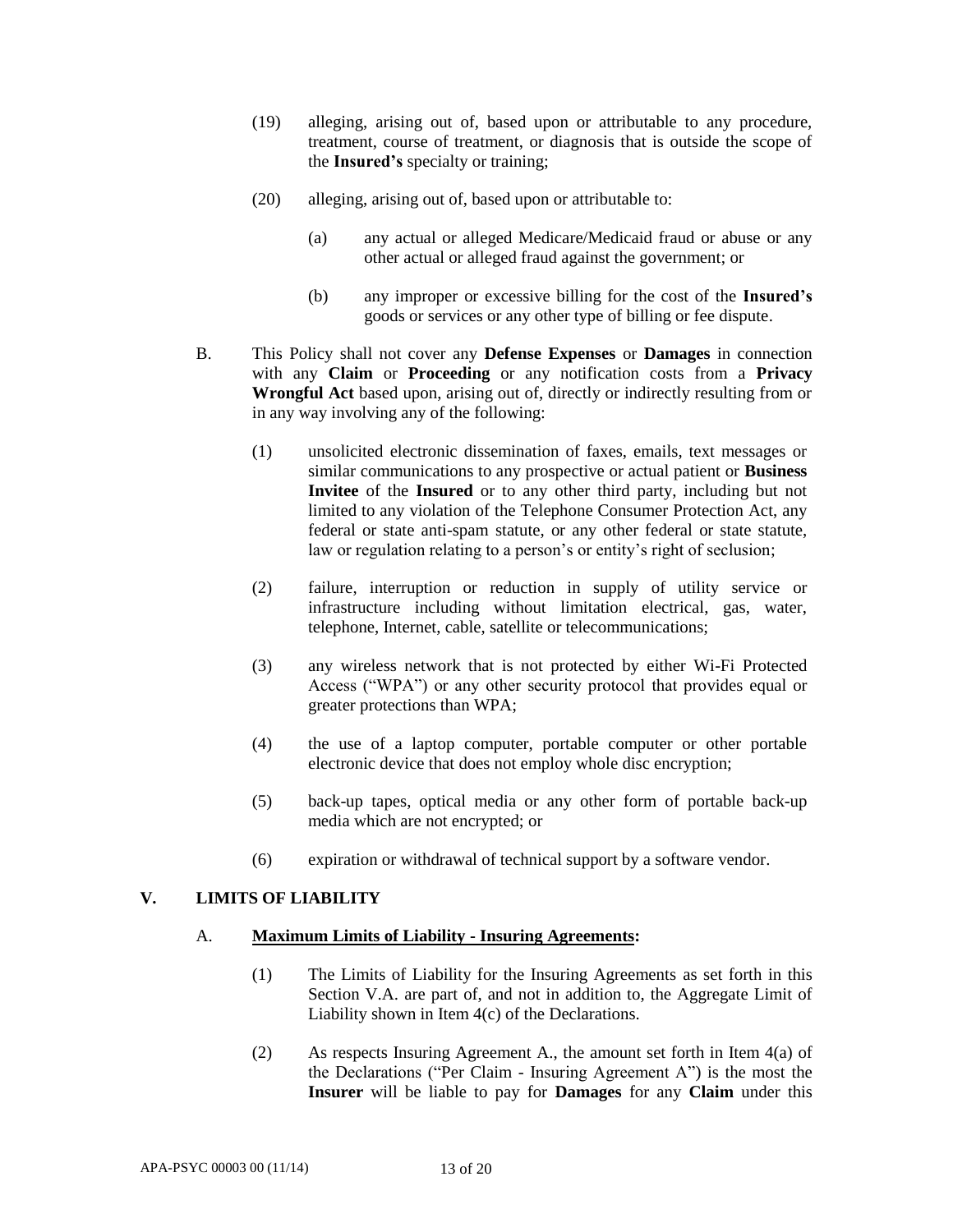(19) alleging, arising out of, based upon or attributable to any procedure, treatment, course of treatment, or diagnosis that is outside the scope of the **Insured's** specialty or training;

(20) alleging, arising out of, based upon or attributable to:

(a) any actual or alleged Medicare/Medicaid fraud or abuse or any other actual or alleged fraud against the government; or

(b) any improper or excessive billing for the cost of the **Insured's** goods or services or any other type of billing or fee dispute.

B. This Policy shall not cover any **Defense Expenses** or **Damages** in connection with any **Claim** or **Proceeding** or any notification costs from a **Privacy Wrongful Act** based upon, arising out of, directly or indirectly resulting from or in any way involving any of the following:

(1) unsolicited electronic dissemination of faxes, emails, text messages or similar communications to any prospective or actual patient or **Business Invitee** of the **Insured** or to any other third party, including but not limited to any violation of the Telephone Consumer Protection Act, any federal or state anti-spam statute, or any other federal or state statute, law or regulation relating to a person's or entity's right of seclusion;

(2) failure, interruption or reduction in supply of utility service or infrastructure including without limitation electrical, gas, water, telephone, Internet, cable, satellite or telecommunications;

(3) any wireless network that is not protected by either Wi-Fi Protected Access ("WPA") or any other security protocol that provides equal or greater protections than WPA;

(4) the use of a laptop computer, portable computer or other portable electronic device that does not employ whole disc encryption;

(5) back-up tapes, optical media or any other form of portable back-up media which are not encrypted; or

(6) expiration or withdrawal of technical support by a software vendor.

## V. LIMITS OF LIABILITY

A. **Maximum Limits of Liability - Insuring Agreements:**

(1) The Limits of Liability for the Insuring Agreements as set forth in this Section V.A. are part of, and not in addition to, the Aggregate Limit of Liability shown in Item 4(c) of the Declarations.

(2) As respects Insuring Agreement A., the amount set forth in Item 4(a) of the Declarations ("Per Claim - Insuring Agreement A") is the most the **Insurer** will be liable to pay for **Damages** for any **Claim** under this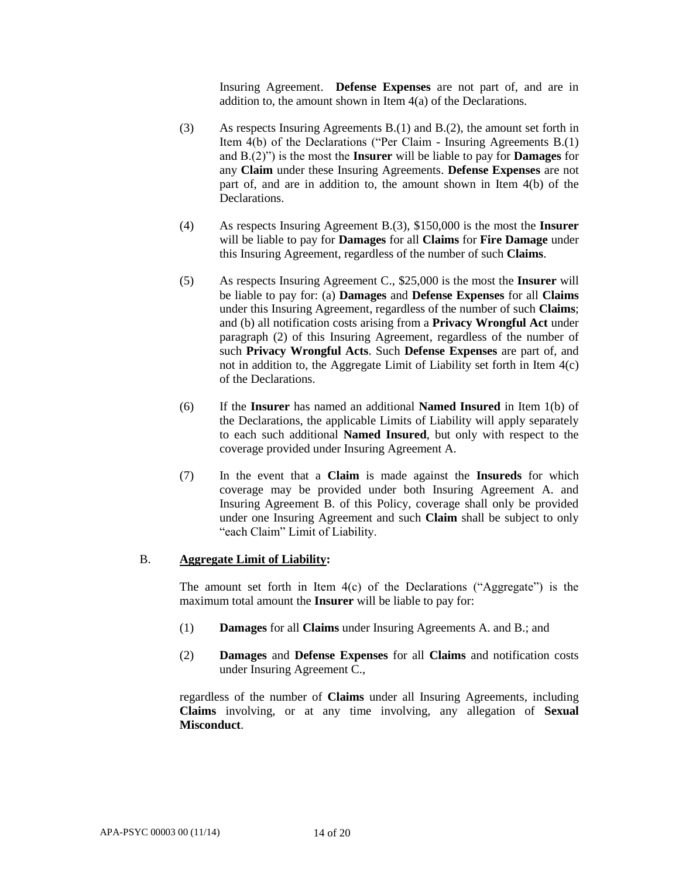Insuring Agreement. **Defense Expenses** are not part of, and are in addition to, the amount shown in Item 4(a) of the Declarations.

(3) As respects Insuring Agreements B.(1) and B.(2), the amount set forth in Item 4(b) of the Declarations ("Per Claim - Insuring Agreements B.(1) and B.(2)") is the most the **Insurer** will be liable to pay for **Damages** for any **Claim** under these Insuring Agreements. **Defense Expenses** are not part of, and are in addition to, the amount shown in Item 4(b) of the Declarations.

(4) As respects Insuring Agreement B.(3), $150,000 is the most the **Insurer** will be liable to pay for **Damages** for all **Claims** for **Fire Damage** under this Insuring Agreement, regardless of the number of such **Claims**.

(5) As respects Insuring Agreement C., $25,000 is the most the **Insurer** will be liable to pay for: (a) **Damages** and **Defense Expenses** for all **Claims** under this Insuring Agreement, regardless of the number of such **Claims**; and (b) all notification costs arising from a **Privacy Wrongful Act** under paragraph (2) of this Insuring Agreement, regardless of the number of such **Privacy Wrongful Acts**. Such **Defense Expenses** are part of, and not in addition to, the Aggregate Limit of Liability set forth in Item 4(c) of the Declarations.

(6) If the **Insurer** has named an additional **Named Insured** in Item 1(b) of the Declarations, the applicable Limits of Liability will apply separately to each such additional **Named Insured**, but only with respect to the coverage provided under Insuring Agreement A.

(7) In the event that a **Claim** is made against the **Insureds** for which coverage may be provided under both Insuring Agreement A. and Insuring Agreement B. of this Policy, coverage shall only be provided under one Insuring Agreement and such **Claim** shall be subject to only "each Claim" Limit of Liability.

B. **Aggregate Limit of Liability:**

The amount set forth in Item 4(c) of the Declarations ("Aggregate") is the maximum total amount the **Insurer** will be liable to pay for:

(1) **Damages** for all **Claims** under Insuring Agreements A. and B.; and

(2) **Damages** and **Defense Expenses** for all **Claims** and notification costs under Insuring Agreement C.,

regardless of the number of **Claims** under all Insuring Agreements, including **Claims** involving, or at any time involving, any allegation of **Sexual Misconduct**.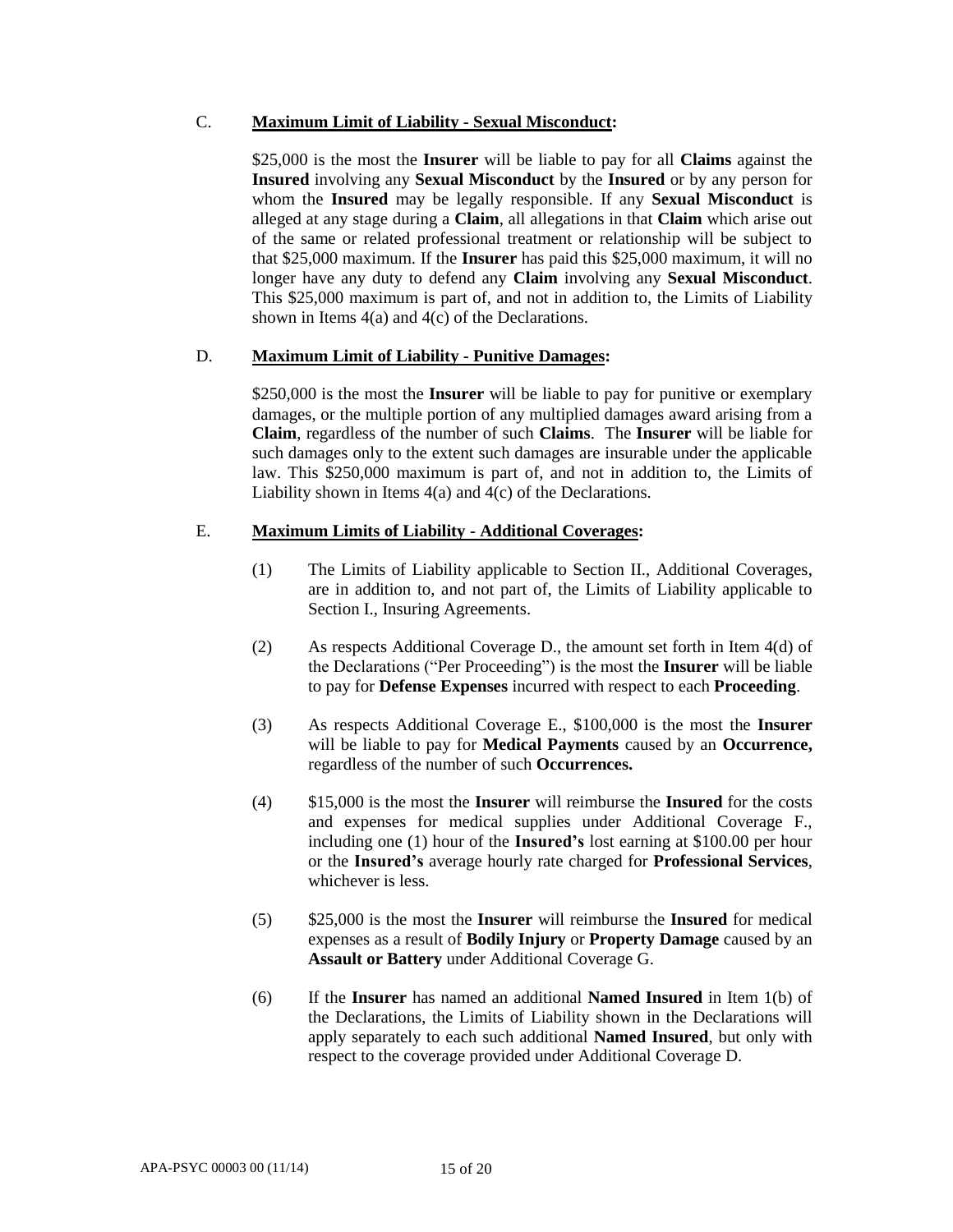C. **Maximum Limit of Liability - Sexual Misconduct:**

$25,000 is the most the **Insurer** will be liable to pay for all **Claims** against the **Insured** involving any **Sexual Misconduct** by the **Insured** or by any person for whom the **Insured** may be legally responsible. If any **Sexual Misconduct** is alleged at any stage during a **Claim**, all allegations in that **Claim** which arise out of the same or related professional treatment or relationship will be subject to that $25,000 maximum. If the **Insurer** has paid this $25,000 maximum, it will no longer have any duty to defend any **Claim** involving any **Sexual Misconduct**. This $25,000 maximum is part of, and not in addition to, the Limits of Liability shown in Items 4(a) and 4(c) of the Declarations.

D. **Maximum Limit of Liability - Punitive Damages:**

$250,000 is the most the **Insurer** will be liable to pay for punitive or exemplary damages, or the multiple portion of any multiplied damages award arising from a **Claim**, regardless of the number of such **Claims**. The **Insurer** will be liable for such damages only to the extent such damages are insurable under the applicable law. This $250,000 maximum is part of, and not in addition to, the Limits of Liability shown in Items 4(a) and 4(c) of the Declarations.

E. **Maximum Limits of Liability - Additional Coverages:**

(1) The Limits of Liability applicable to Section II., Additional Coverages, are in addition to, and not part of, the Limits of Liability applicable to Section I., Insuring Agreements.

(2) As respects Additional Coverage D., the amount set forth in Item 4(d) of the Declarations ("Per Proceeding") is the most the **Insurer** will be liable to pay for **Defense Expenses** incurred with respect to each **Proceeding**.

(3) As respects Additional Coverage E., $100,000 is the most the **Insurer** will be liable to pay for **Medical Payments** caused by an **Occurrence,** regardless of the number of such **Occurrences.**

(4) $15,000 is the most the **Insurer** will reimburse the **Insured** for the costs and expenses for medical supplies under Additional Coverage F., including one (1) hour of the **Insured's** lost earning at $100.00 per hour or the **Insured's** average hourly rate charged for **Professional Services**, whichever is less.

(5) $25,000 is the most the **Insurer** will reimburse the **Insured** for medical expenses as a result of **Bodily Injury** or **Property Damage** caused by an **Assault or Battery** under Additional Coverage G.

(6) If the **Insurer** has named an additional **Named Insured** in Item 1(b) of the Declarations, the Limits of Liability shown in the Declarations will apply separately to each such additional **Named Insured**, but only with respect to the coverage provided under Additional Coverage D.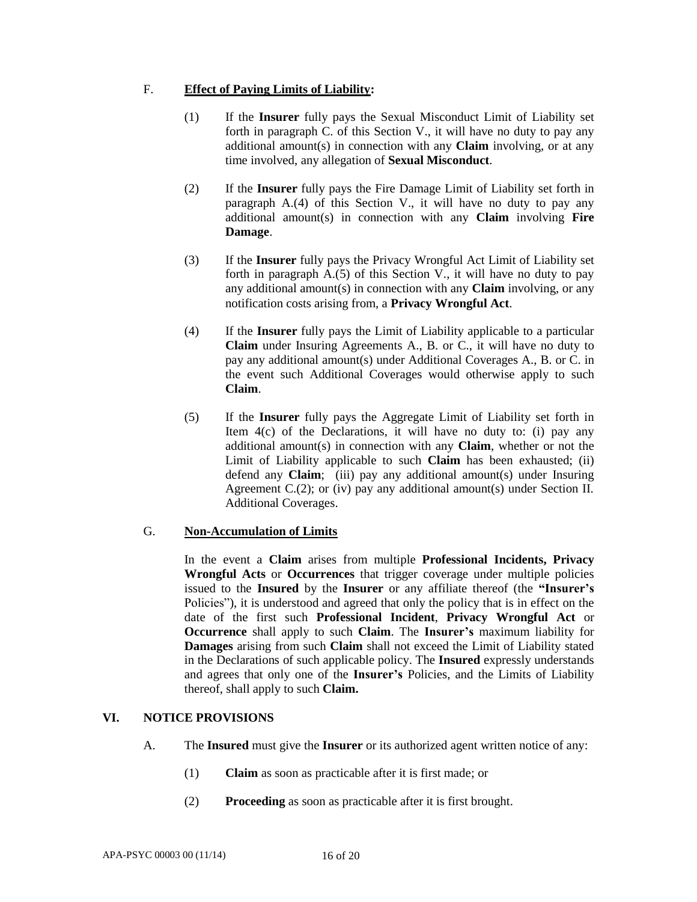F. **Effect of Paying Limits of Liability:**

(1) If the **Insurer** fully pays the Sexual Misconduct Limit of Liability set forth in paragraph C. of this Section V., it will have no duty to pay any additional amount(s) in connection with any **Claim** involving, or at any time involved, any allegation of **Sexual Misconduct**.

(2) If the **Insurer** fully pays the Fire Damage Limit of Liability set forth in paragraph A.(4) of this Section V., it will have no duty to pay any additional amount(s) in connection with any **Claim** involving **Fire Damage**.

(3) If the **Insurer** fully pays the Privacy Wrongful Act Limit of Liability set forth in paragraph A.(5) of this Section V., it will have no duty to pay any additional amount(s) in connection with any **Claim** involving, or any notification costs arising from, a **Privacy Wrongful Act**.

(4) If the **Insurer** fully pays the Limit of Liability applicable to a particular **Claim** under Insuring Agreements A., B. or C., it will have no duty to pay any additional amount(s) under Additional Coverages A., B. or C. in the event such Additional Coverages would otherwise apply to such **Claim**.

(5) If the **Insurer** fully pays the Aggregate Limit of Liability set forth in Item 4(c) of the Declarations, it will have no duty to: (i) pay any additional amount(s) in connection with any **Claim**, whether or not the Limit of Liability applicable to such **Claim** has been exhausted; (ii) defend any **Claim**; (iii) pay any additional amount(s) under Insuring Agreement C.(2); or (iv) pay any additional amount(s) under Section II. Additional Coverages.

G. **Non-Accumulation of Limits**

In the event a **Claim** arises from multiple **Professional Incidents, Privacy Wrongful Acts** or **Occurrences** that trigger coverage under multiple policies issued to the **Insured** by the **Insurer** or any affiliate thereof (the **"Insurer's** Policies"), it is understood and agreed that only the policy that is in effect on the date of the first such **Professional Incident**, **Privacy Wrongful Act** or **Occurrence** shall apply to such **Claim**. The **Insurer's** maximum liability for **Damages** arising from such **Claim** shall not exceed the Limit of Liability stated in the Declarations of such applicable policy. The **Insured** expressly understands and agrees that only one of the **Insurer's** Policies, and the Limits of Liability thereof, shall apply to such **Claim.**

## VI. NOTICE PROVISIONS

A. The **Insured** must give the **Insurer** or its authorized agent written notice of any:

(1) **Claim** as soon as practicable after it is first made; or

(2) **Proceeding** as soon as practicable after it is first brought.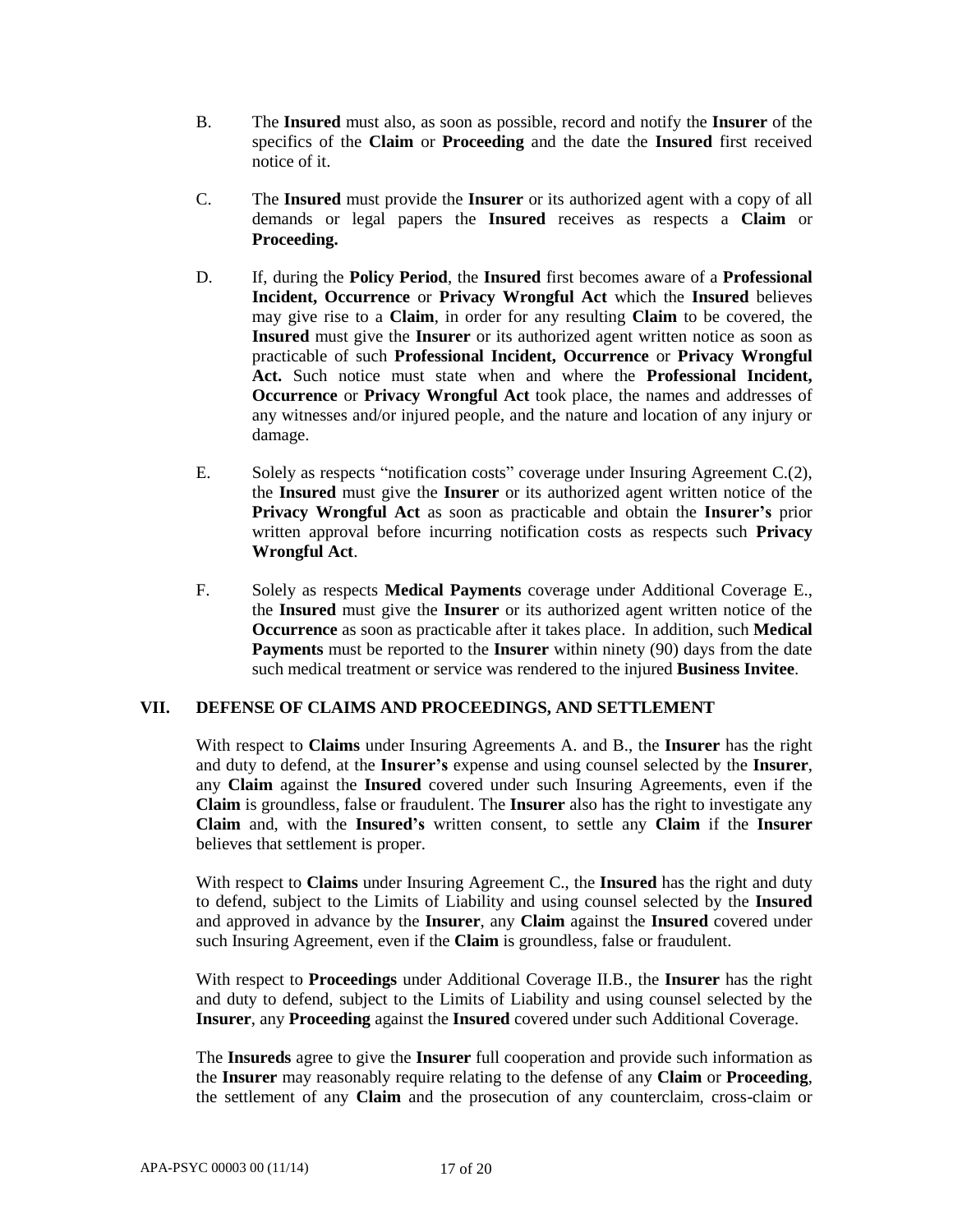B. The **Insured** must also, as soon as possible, record and notify the **Insurer** of the specifics of the **Claim** or **Proceeding** and the date the **Insured** first received notice of it.

C. The **Insured** must provide the **Insurer** or its authorized agent with a copy of all demands or legal papers the **Insured** receives as respects a **Claim** or **Proceeding.**

D. If, during the **Policy Period**, the **Insured** first becomes aware of a **Professional Incident, Occurrence** or **Privacy Wrongful Act** which the **Insured** believes may give rise to a **Claim**, in order for any resulting **Claim** to be covered, the **Insured** must give the **Insurer** or its authorized agent written notice as soon as practicable of such **Professional Incident, Occurrence** or **Privacy Wrongful Act.** Such notice must state when and where the **Professional Incident, Occurrence** or **Privacy Wrongful Act** took place, the names and addresses of any witnesses and/or injured people, and the nature and location of any injury or damage.

E. Solely as respects "notification costs" coverage under Insuring Agreement C.(2), the **Insured** must give the **Insurer** or its authorized agent written notice of the **Privacy Wrongful Act** as soon as practicable and obtain the **Insurer's** prior written approval before incurring notification costs as respects such **Privacy Wrongful Act**.

F. Solely as respects **Medical Payments** coverage under Additional Coverage E., the **Insured** must give the **Insurer** or its authorized agent written notice of the **Occurrence** as soon as practicable after it takes place. In addition, such **Medical Payments** must be reported to the **Insurer** within ninety (90) days from the date such medical treatment or service was rendered to the injured **Business Invitee**.

## VII. DEFENSE OF CLAIMS AND PROCEEDINGS, AND SETTLEMENT

With respect to **Claims** under Insuring Agreements A. and B., the **Insurer** has the right and duty to defend, at the **Insurer's** expense and using counsel selected by the **Insurer**, any **Claim** against the **Insured** covered under such Insuring Agreements, even if the **Claim** is groundless, false or fraudulent. The **Insurer** also has the right to investigate any **Claim** and, with the **Insured's** written consent, to settle any **Claim** if the **Insurer** believes that settlement is proper.

With respect to **Claims** under Insuring Agreement C., the **Insured** has the right and duty to defend, subject to the Limits of Liability and using counsel selected by the **Insured** and approved in advance by the **Insurer**, any **Claim** against the **Insured** covered under such Insuring Agreement, even if the **Claim** is groundless, false or fraudulent.

With respect to **Proceedings** under Additional Coverage II.B., the **Insurer** has the right and duty to defend, subject to the Limits of Liability and using counsel selected by the **Insurer**, any **Proceeding** against the **Insured** covered under such Additional Coverage.

The **Insureds** agree to give the **Insurer** full cooperation and provide such information as the **Insurer** may reasonably require relating to the defense of any **Claim** or **Proceeding**, the settlement of any **Claim** and the prosecution of any counterclaim, cross-claim or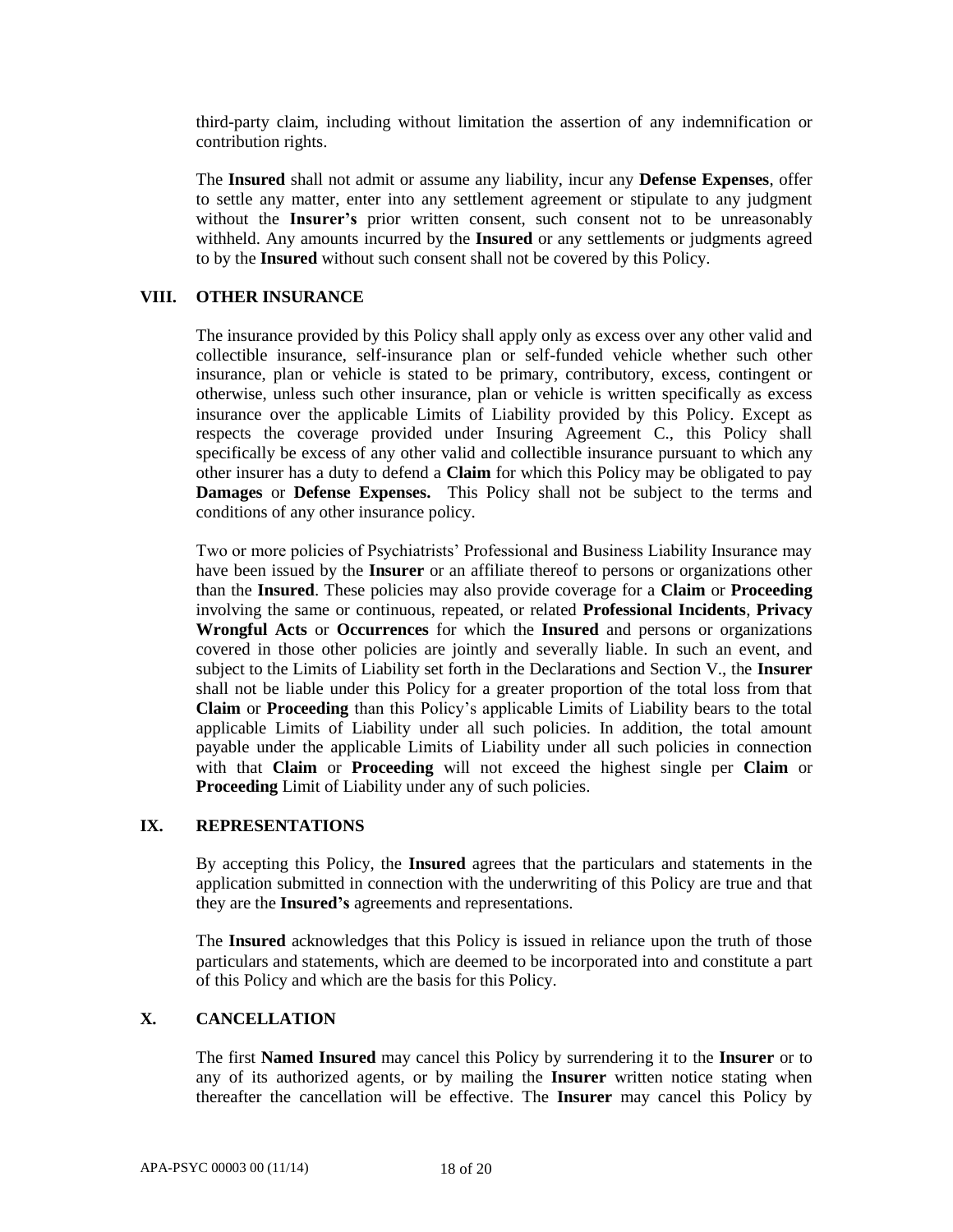third-party claim, including without limitation the assertion of any indemnification or contribution rights.

The **Insured** shall not admit or assume any liability, incur any **Defense Expenses**, offer to settle any matter, enter into any settlement agreement or stipulate to any judgment without the **Insurer's** prior written consent, such consent not to be unreasonably withheld. Any amounts incurred by the **Insured** or any settlements or judgments agreed to by the **Insured** without such consent shall not be covered by this Policy.

## VIII. OTHER INSURANCE

The insurance provided by this Policy shall apply only as excess over any other valid and collectible insurance, self-insurance plan or self-funded vehicle whether such other insurance, plan or vehicle is stated to be primary, contributory, excess, contingent or otherwise, unless such other insurance, plan or vehicle is written specifically as excess insurance over the applicable Limits of Liability provided by this Policy. Except as respects the coverage provided under Insuring Agreement C., this Policy shall specifically be excess of any other valid and collectible insurance pursuant to which any other insurer has a duty to defend a **Claim** for which this Policy may be obligated to pay **Damages** or **Defense Expenses.** This Policy shall not be subject to the terms and conditions of any other insurance policy.

Two or more policies of Psychiatrists' Professional and Business Liability Insurance may have been issued by the **Insurer** or an affiliate thereof to persons or organizations other than the **Insured**. These policies may also provide coverage for a **Claim** or **Proceeding** involving the same or continuous, repeated, or related **Professional Incidents**, **Privacy Wrongful Acts** or **Occurrences** for which the **Insured** and persons or organizations covered in those other policies are jointly and severally liable. In such an event, and subject to the Limits of Liability set forth in the Declarations and Section V., the **Insurer** shall not be liable under this Policy for a greater proportion of the total loss from that **Claim** or **Proceeding** than this Policy's applicable Limits of Liability bears to the total applicable Limits of Liability under all such policies. In addition, the total amount payable under the applicable Limits of Liability under all such policies in connection with that **Claim** or **Proceeding** will not exceed the highest single per **Claim** or **Proceeding** Limit of Liability under any of such policies.

## IX. REPRESENTATIONS

By accepting this Policy, the **Insured** agrees that the particulars and statements in the application submitted in connection with the underwriting of this Policy are true and that they are the **Insured's** agreements and representations.

The **Insured** acknowledges that this Policy is issued in reliance upon the truth of those particulars and statements, which are deemed to be incorporated into and constitute a part of this Policy and which are the basis for this Policy.

## X. CANCELLATION

The first **Named Insured** may cancel this Policy by surrendering it to the **Insurer** or to any of its authorized agents, or by mailing the **Insurer** written notice stating when thereafter the cancellation will be effective. The **Insurer** may cancel this Policy by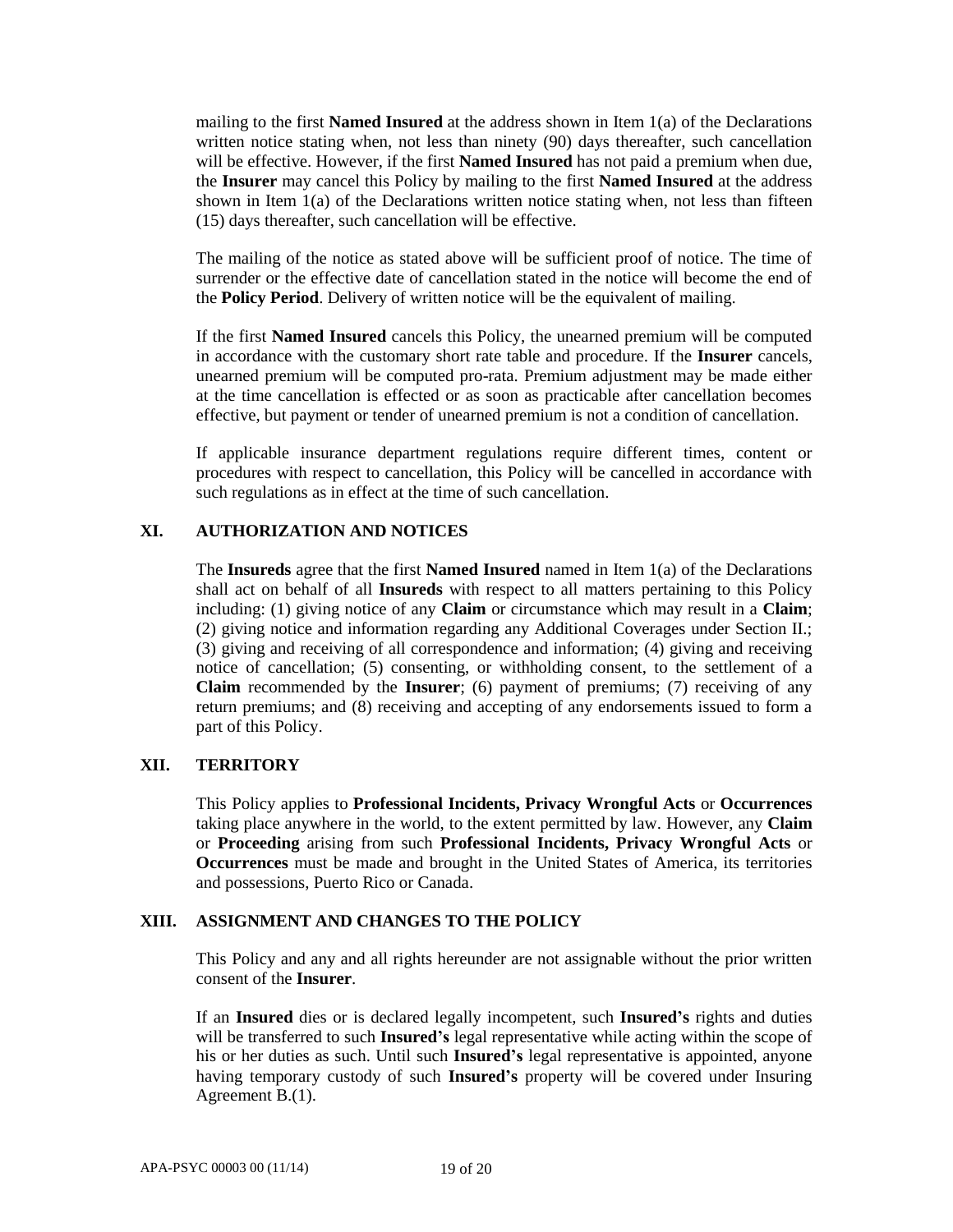mailing to the first **Named Insured** at the address shown in Item 1(a) of the Declarations written notice stating when, not less than ninety (90) days thereafter, such cancellation will be effective. However, if the first **Named Insured** has not paid a premium when due, the **Insurer** may cancel this Policy by mailing to the first **Named Insured** at the address shown in Item 1(a) of the Declarations written notice stating when, not less than fifteen (15) days thereafter, such cancellation will be effective.

The mailing of the notice as stated above will be sufficient proof of notice. The time of surrender or the effective date of cancellation stated in the notice will become the end of the **Policy Period**. Delivery of written notice will be the equivalent of mailing.

If the first **Named Insured** cancels this Policy, the unearned premium will be computed in accordance with the customary short rate table and procedure. If the **Insurer** cancels, unearned premium will be computed pro-rata. Premium adjustment may be made either at the time cancellation is effected or as soon as practicable after cancellation becomes effective, but payment or tender of unearned premium is not a condition of cancellation.

If applicable insurance department regulations require different times, content or procedures with respect to cancellation, this Policy will be cancelled in accordance with such regulations as in effect at the time of such cancellation.

## XI. AUTHORIZATION AND NOTICES

The **Insureds** agree that the first **Named Insured** named in Item 1(a) of the Declarations shall act on behalf of all **Insureds** with respect to all matters pertaining to this Policy including: (1) giving notice of any **Claim** or circumstance which may result in a **Claim**; (2) giving notice and information regarding any Additional Coverages under Section II.; (3) giving and receiving of all correspondence and information; (4) giving and receiving notice of cancellation; (5) consenting, or withholding consent, to the settlement of a **Claim** recommended by the **Insurer**; (6) payment of premiums; (7) receiving of any return premiums; and (8) receiving and accepting of any endorsements issued to form a part of this Policy.

## XII. TERRITORY

This Policy applies to **Professional Incidents, Privacy Wrongful Acts** or **Occurrences** taking place anywhere in the world, to the extent permitted by law. However, any **Claim** or **Proceeding** arising from such **Professional Incidents, Privacy Wrongful Acts** or **Occurrences** must be made and brought in the United States of America, its territories and possessions, Puerto Rico or Canada.

## XIII. ASSIGNMENT AND CHANGES TO THE POLICY

This Policy and any and all rights hereunder are not assignable without the prior written consent of the **Insurer**.

If an **Insured** dies or is declared legally incompetent, such **Insured's** rights and duties will be transferred to such **Insured's** legal representative while acting within the scope of his or her duties as such. Until such **Insured's** legal representative is appointed, anyone having temporary custody of such **Insured's** property will be covered under Insuring Agreement B.(1).

APA-PSYC 00003 00 (11/14)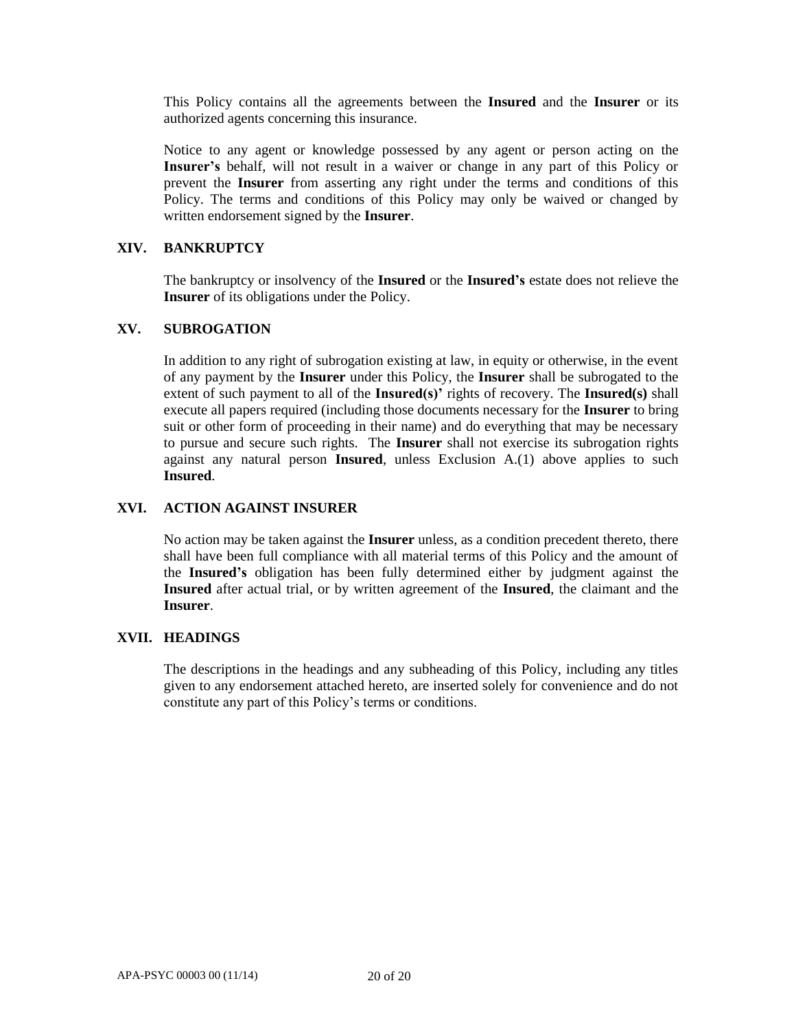This Policy contains all the agreements between the **Insured** and the **Insurer** or its authorized agents concerning this insurance.

Notice to any agent or knowledge possessed by any agent or person acting on the **Insurer's** behalf, will not result in a waiver or change in any part of this Policy or prevent the **Insurer** from asserting any right under the terms and conditions of this Policy. The terms and conditions of this Policy may only be waived or changed by written endorsement signed by the **Insurer**.

## XIV. BANKRUPTCY

The bankruptcy or insolvency of the **Insured** or the **Insured's** estate does not relieve the **Insurer** of its obligations under the Policy.

## XV. SUBROGATION

In addition to any right of subrogation existing at law, in equity or otherwise, in the event of any payment by the **Insurer** under this Policy, the **Insurer** shall be subrogated to the extent of such payment to all of the **Insured(s)'** rights of recovery. The **Insured(s)** shall execute all papers required (including those documents necessary for the **Insurer** to bring suit or other form of proceeding in their name) and do everything that may be necessary to pursue and secure such rights. The **Insurer** shall not exercise its subrogation rights against any natural person **Insured**, unless Exclusion A.(1) above applies to such **Insured**.

## XVI. ACTION AGAINST INSURER

No action may be taken against the **Insurer** unless, as a condition precedent thereto, there shall have been full compliance with all material terms of this Policy and the amount of the **Insured's** obligation has been fully determined either by judgment against the **Insured** after actual trial, or by written agreement of the **Insured**, the claimant and the **Insurer**.

## XVII. HEADINGS

The descriptions in the headings and any subheading of this Policy, including any titles given to any endorsement attached hereto, are inserted solely for convenience and do not constitute any part of this Policy's terms or conditions.

APA-PSYC 00003 00 (11/14)